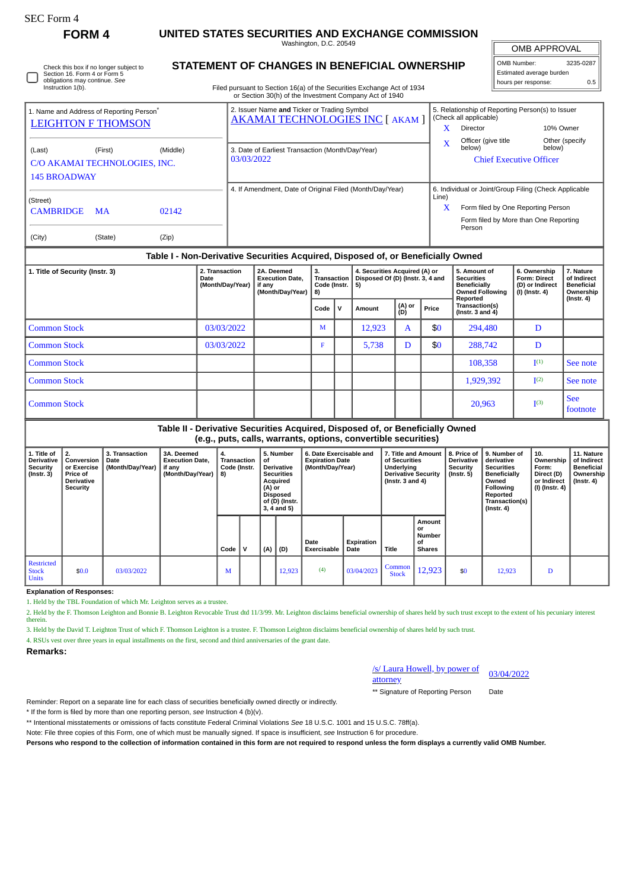SEC Form 4

# FORM 4

## UNITED STATES SECURITIES AND EXCHANGE COMMISSION

Washington, D.C. 20549

| OMB APPROVAL | |
|---|---|
| OMB Number: | 3235-0287 |
| Estimated average burden | |
| hours per response: | 0.5 |

☐ Check this box if no longer subject to Section 16. Form 4 or Form 5 obligations may continue. *See* Instruction 1(b).

## STATEMENT OF CHANGES IN BENEFICIAL OWNERSHIP

Filed pursuant to Section 16(a) of the Securities Exchange Act of 1934 or Section 30(h) of the Investment Company Act of 1940

1. Name and Address of Reporting Person*
LEIGHTON F THOMSON

(Last) (First) (Middle)
C/O AKAMAI TECHNOLOGIES, INC.
145 BROADWAY

(Street)
CAMBRIDGE MA 02142

(City) (State) (Zip)

2. Issuer Name **and** Ticker or Trading Symbol
AKAMAI TECHNOLOGIES INC [ AKAM ]

3. Date of Earliest Transaction (Month/Day/Year)
03/03/2022

4. If Amendment, Date of Original Filed (Month/Day/Year)

5. Relationship of Reporting Person(s) to Issuer (Check all applicable)
X Director
10% Owner
X Officer (give title below)
Other (specify below)
Chief Executive Officer

6. Individual or Joint/Group Filing (Check Applicable Line)
X Form filed by One Reporting Person
Form filed by More than One Reporting Person

### Table I - Non-Derivative Securities Acquired, Disposed of, or Beneficially Owned

| 1. Title of Security (Instr. 3) | 2. Transaction Date (Month/Day/Year) | 2A. Deemed Execution Date, if any (Month/Day/Year) | 3. Transaction Code (Instr. 8) | | 4. Securities Acquired (A) or Disposed Of (D) (Instr. 3, 4 and 5) | | | 5. Amount of Securities Beneficially Owned Following Reported Transaction(s) (Instr. 3 and 4) | 6. Ownership Form: Direct (D) or Indirect (I) (Instr. 4) | 7. Nature of Indirect Beneficial Ownership (Instr. 4) |
|---|---|---|---|---|---|---|---|---|---|---|
| | | | Code | V | Amount | (A) or (D) | Price | | | |
| Common Stock | 03/03/2022 | | M | | 12,923 | A | $0 | 294,480 | D | |
| Common Stock | 03/03/2022 | | F | | 5,738 | D | $0 | 288,742 | D | |
| Common Stock | | | | | | | | 108,358 | I[(1)] | See note |
| Common Stock | | | | | | | | 1,929,392 | I[(2)] | See note |
| Common Stock | | | | | | | | 20,963 | I[(3)] | See footnote |

### Table II - Derivative Securities Acquired, Disposed of, or Beneficially Owned (e.g., puts, calls, warrants, options, convertible securities)

| 1. Title of Derivative Security (Instr. 3) | 2. Conversion or Exercise Price of Derivative Security | 3. Transaction Date (Month/Day/Year) | 3A. Deemed Execution Date, if any (Month/Day/Year) | 4. Transaction Code (Instr. 8) | | 5. Number of Derivative Securities Acquired (A) or Disposed of (D) (Instr. 3, 4 and 5) | | 6. Date Exercisable and Expiration Date (Month/Day/Year) | | 7. Title and Amount of Securities Underlying Derivative Security (Instr. 3 and 4) | | 8. Price of Derivative Security (Instr. 5) | 9. Number of derivative Securities Beneficially Owned Following Reported Transaction(s) (Instr. 4) | 10. Ownership Form: Direct (D) or Indirect (I) (Instr. 4) | 11. Nature of Indirect Beneficial Ownership (Instr. 4) |
|---|---|---|---|---|---|---|---|---|---|---|---|---|---|---|---|
| | | | | Code | V | (A) | (D) | Date Exercisable | Expiration Date | Title | Amount or Number of Shares | | | | |
| Restricted Stock Units | $0.0 | 03/03/2022 | | M | | | 12,923 | (4) | 03/04/2023 | Common Stock | 12,923 | $0 | 12,923 | D | |

**Explanation of Responses:**

1. Held by the TBL Foundation of which Mr. Leighton serves as a trustee.
2. Held by the F. Thomson Leighton and Bonnie B. Leighton Revocable Trust dtd 11/3/99. Mr. Leighton disclaims beneficial ownership of shares held by such trust except to the extent of his pecuniary interest therein.
3. Held by the David T. Leighton Trust of which F. Thomson Leighton is a trustee. F. Thomson Leighton disclaims beneficial ownership of shares held by such trust.
4. RSUs vest over three years in equal installments on the first, second and third anniversaries of the grant date.

**Remarks:**

/s/ Laura Howell, by power of attorney — 03/04/2022

** Signature of Reporting Person — Date

Reminder: Report on a separate line for each class of securities beneficially owned directly or indirectly.

* If the form is filed by more than one reporting person, *see* Instruction 4 (b)(v).

** Intentional misstatements or omissions of facts constitute Federal Criminal Violations *See* 18 U.S.C. 1001 and 15 U.S.C. 78ff(a).

Note: File three copies of this Form, one of which must be manually signed. If space is insufficient, *see* Instruction 6 for procedure.

**Persons who respond to the collection of information contained in this form are not required to respond unless the form displays a currently valid OMB Number.**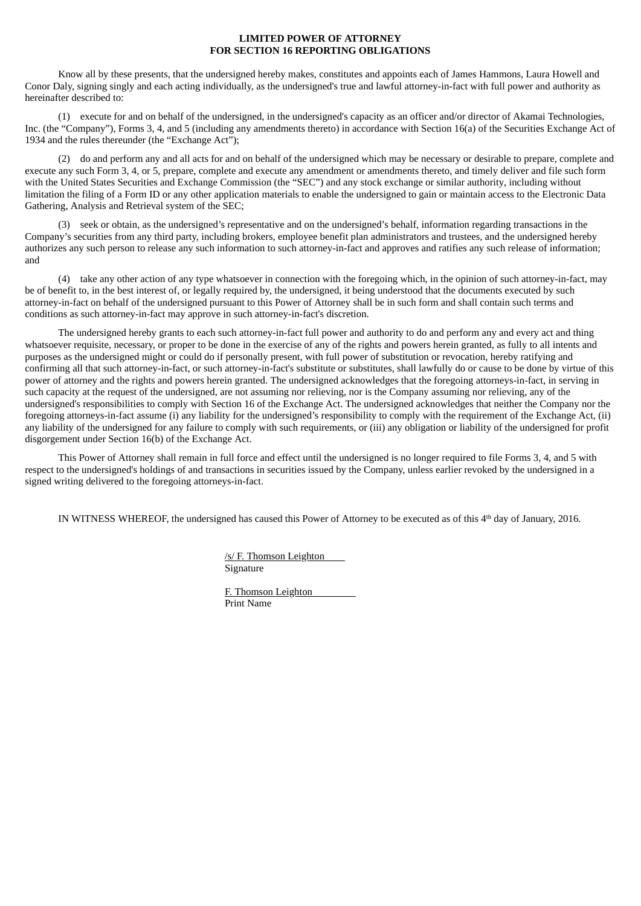**LIMITED POWER OF ATTORNEY**
**FOR SECTION 16 REPORTING OBLIGATIONS**

Know all by these presents, that the undersigned hereby makes, constitutes and appoints each of James Hammons, Laura Howell and Conor Daly, signing singly and each acting individually, as the undersigned's true and lawful attorney-in-fact with full power and authority as hereinafter described to:

(1) execute for and on behalf of the undersigned, in the undersigned's capacity as an officer and/or director of Akamai Technologies, Inc. (the "Company"), Forms 3, 4, and 5 (including any amendments thereto) in accordance with Section 16(a) of the Securities Exchange Act of 1934 and the rules thereunder (the "Exchange Act");

(2) do and perform any and all acts for and on behalf of the undersigned which may be necessary or desirable to prepare, complete and execute any such Form 3, 4, or 5, prepare, complete and execute any amendment or amendments thereto, and timely deliver and file such form with the United States Securities and Exchange Commission (the "SEC") and any stock exchange or similar authority, including without limitation the filing of a Form ID or any other application materials to enable the undersigned to gain or maintain access to the Electronic Data Gathering, Analysis and Retrieval system of the SEC;

(3) seek or obtain, as the undersigned's representative and on the undersigned's behalf, information regarding transactions in the Company's securities from any third party, including brokers, employee benefit plan administrators and trustees, and the undersigned hereby authorizes any such person to release any such information to such attorney-in-fact and approves and ratifies any such release of information; and

(4) take any other action of any type whatsoever in connection with the foregoing which, in the opinion of such attorney-in-fact, may be of benefit to, in the best interest of, or legally required by, the undersigned, it being understood that the documents executed by such attorney-in-fact on behalf of the undersigned pursuant to this Power of Attorney shall be in such form and shall contain such terms and conditions as such attorney-in-fact may approve in such attorney-in-fact's discretion.

The undersigned hereby grants to each such attorney-in-fact full power and authority to do and perform any and every act and thing whatsoever requisite, necessary, or proper to be done in the exercise of any of the rights and powers herein granted, as fully to all intents and purposes as the undersigned might or could do if personally present, with full power of substitution or revocation, hereby ratifying and confirming all that such attorney-in-fact, or such attorney-in-fact's substitute or substitutes, shall lawfully do or cause to be done by virtue of this power of attorney and the rights and powers herein granted. The undersigned acknowledges that the foregoing attorneys-in-fact, in serving in such capacity at the request of the undersigned, are not assuming nor relieving, nor is the Company assuming nor relieving, any of the undersigned's responsibilities to comply with Section 16 of the Exchange Act. The undersigned acknowledges that neither the Company nor the foregoing attorneys-in-fact assume (i) any liability for the undersigned's responsibility to comply with the requirement of the Exchange Act, (ii) any liability of the undersigned for any failure to comply with such requirements, or (iii) any obligation or liability of the undersigned for profit disgorgement under Section 16(b) of the Exchange Act.

This Power of Attorney shall remain in full force and effect until the undersigned is no longer required to file Forms 3, 4, and 5 with respect to the undersigned's holdings of and transactions in securities issued by the Company, unless earlier revoked by the undersigned in a signed writing delivered to the foregoing attorneys-in-fact.

IN WITNESS WHEREOF, the undersigned has caused this Power of Attorney to be executed as of this 4th day of January, 2016.

/s/ F. Thomson Leighton
Signature

F. Thomson Leighton
Print Name